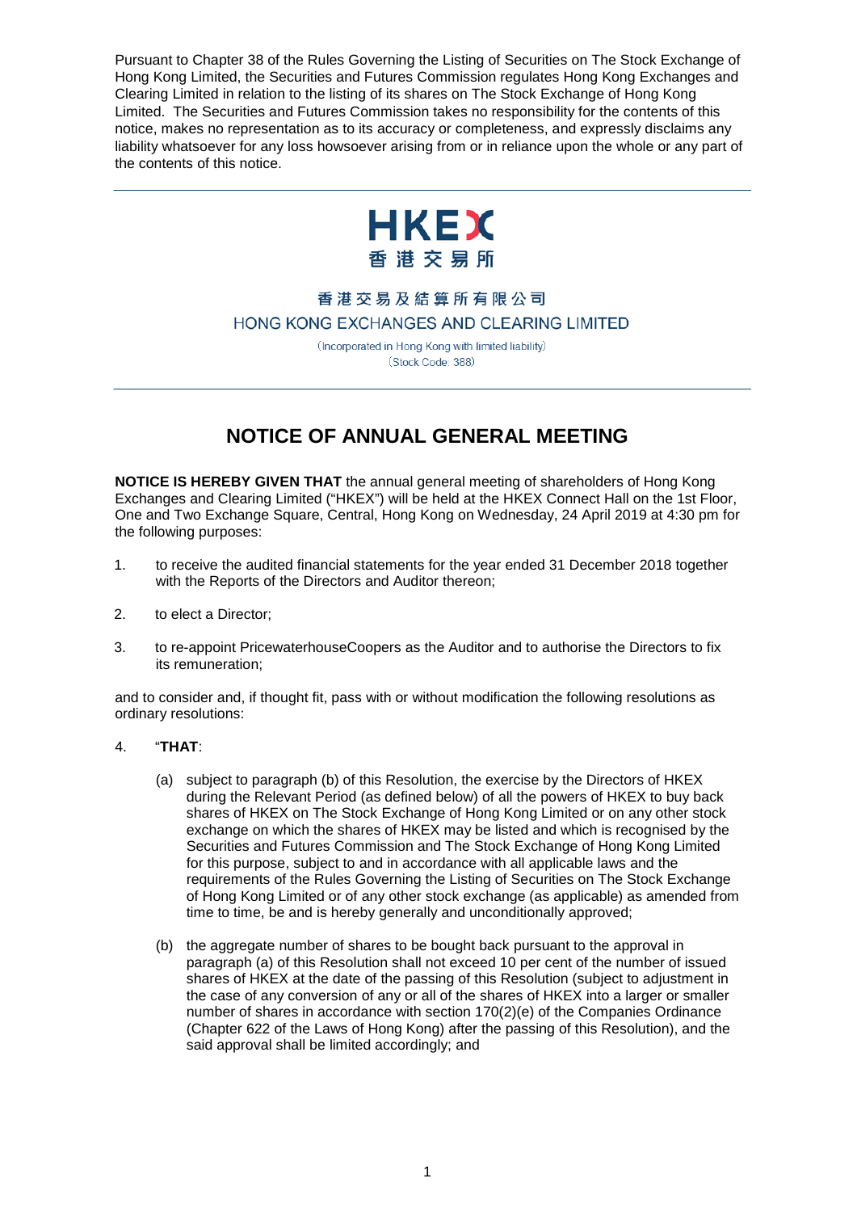Pursuant to Chapter 38 of the Rules Governing the Listing of Securities on The Stock Exchange of Hong Kong Limited, the Securities and Futures Commission regulates Hong Kong Exchanges and Clearing Limited in relation to the listing of its shares on The Stock Exchange of Hong Kong Limited. The Securities and Futures Commission takes no responsibility for the contents of this notice, makes no representation as to its accuracy or completeness, and expressly disclaims any liability whatsoever for any loss howsoever arising from or in reliance upon the whole or any part of the contents of this notice.

---

HKEX
香港交易所

香港交易及結算所有限公司
HONG KONG EXCHANGES AND CLEARING LIMITED
(Incorporated in Hong Kong with limited liability)
(Stock Code: 388)

---

# NOTICE OF ANNUAL GENERAL MEETING

**NOTICE IS HEREBY GIVEN THAT** the annual general meeting of shareholders of Hong Kong Exchanges and Clearing Limited ("HKEX") will be held at the HKEX Connect Hall on the 1st Floor, One and Two Exchange Square, Central, Hong Kong on Wednesday, 24 April 2019 at 4:30 pm for the following purposes:

1. to receive the audited financial statements for the year ended 31 December 2018 together with the Reports of the Directors and Auditor thereon;

2. to elect a Director;

3. to re-appoint PricewaterhouseCoopers as the Auditor and to authorise the Directors to fix its remuneration;

and to consider and, if thought fit, pass with or without modification the following resolutions as ordinary resolutions:

4. "**THAT**:

   (a) subject to paragraph (b) of this Resolution, the exercise by the Directors of HKEX during the Relevant Period (as defined below) of all the powers of HKEX to buy back shares of HKEX on The Stock Exchange of Hong Kong Limited or on any other stock exchange on which the shares of HKEX may be listed and which is recognised by the Securities and Futures Commission and The Stock Exchange of Hong Kong Limited for this purpose, subject to and in accordance with all applicable laws and the requirements of the Rules Governing the Listing of Securities on The Stock Exchange of Hong Kong Limited or of any other stock exchange (as applicable) as amended from time to time, be and is hereby generally and unconditionally approved;

   (b) the aggregate number of shares to be bought back pursuant to the approval in paragraph (a) of this Resolution shall not exceed 10 per cent of the number of issued shares of HKEX at the date of the passing of this Resolution (subject to adjustment in the case of any conversion of any or all of the shares of HKEX into a larger or smaller number of shares in accordance with section 170(2)(e) of the Companies Ordinance (Chapter 622 of the Laws of Hong Kong) after the passing of this Resolution), and the said approval shall be limited accordingly; and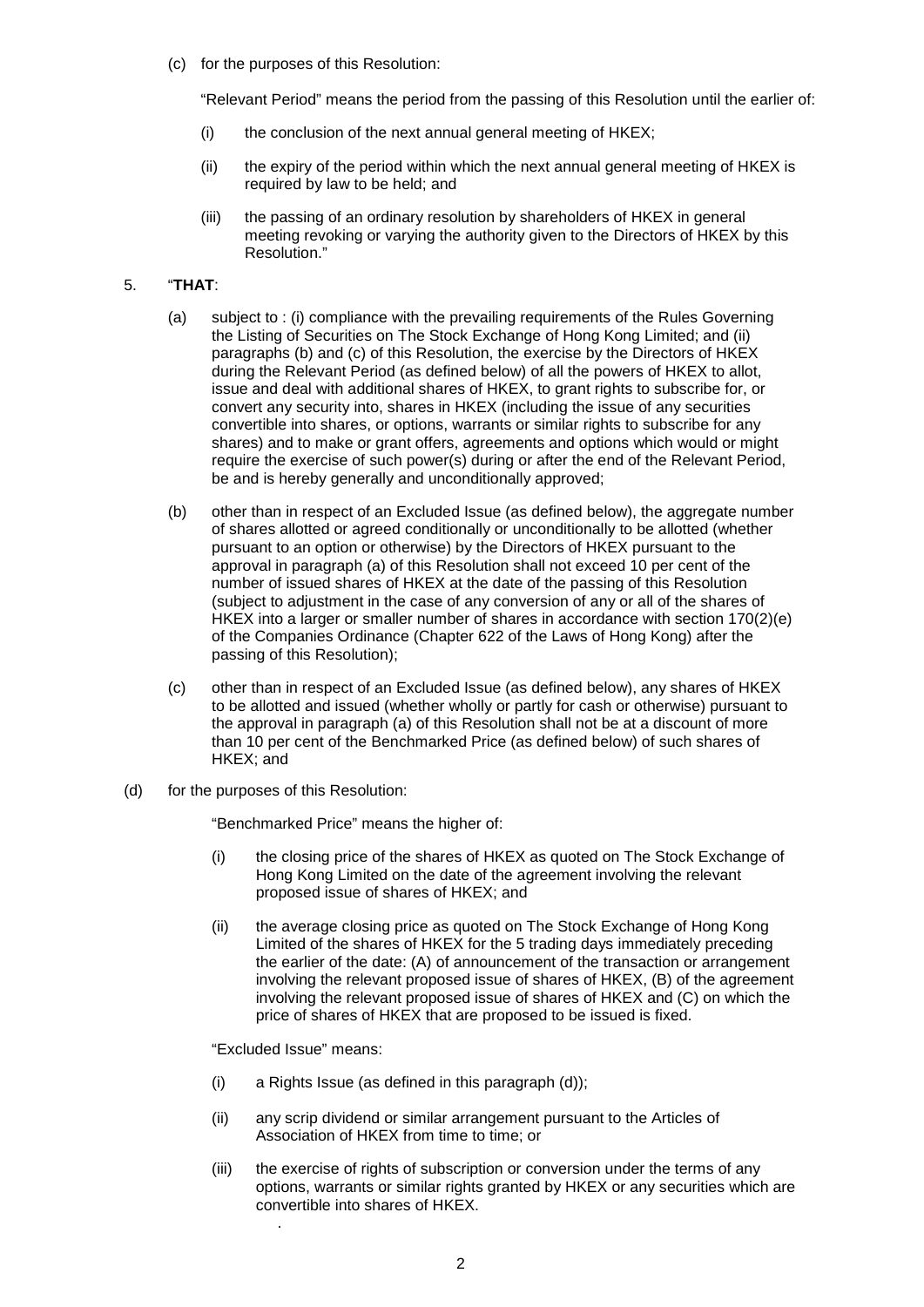(c) for the purposes of this Resolution:

"Relevant Period" means the period from the passing of this Resolution until the earlier of:

(i) the conclusion of the next annual general meeting of HKEX;

(ii) the expiry of the period within which the next annual general meeting of HKEX is required by law to be held; and

(iii) the passing of an ordinary resolution by shareholders of HKEX in general meeting revoking or varying the authority given to the Directors of HKEX by this Resolution."

5. "**THAT**:

(a) subject to : (i) compliance with the prevailing requirements of the Rules Governing the Listing of Securities on The Stock Exchange of Hong Kong Limited; and (ii) paragraphs (b) and (c) of this Resolution, the exercise by the Directors of HKEX during the Relevant Period (as defined below) of all the powers of HKEX to allot, issue and deal with additional shares of HKEX, to grant rights to subscribe for, or convert any security into, shares in HKEX (including the issue of any securities convertible into shares, or options, warrants or similar rights to subscribe for any shares) and to make or grant offers, agreements and options which would or might require the exercise of such power(s) during or after the end of the Relevant Period, be and is hereby generally and unconditionally approved;

(b) other than in respect of an Excluded Issue (as defined below), the aggregate number of shares allotted or agreed conditionally or unconditionally to be allotted (whether pursuant to an option or otherwise) by the Directors of HKEX pursuant to the approval in paragraph (a) of this Resolution shall not exceed 10 per cent of the number of issued shares of HKEX at the date of the passing of this Resolution (subject to adjustment in the case of any conversion of any or all of the shares of HKEX into a larger or smaller number of shares in accordance with section 170(2)(e) of the Companies Ordinance (Chapter 622 of the Laws of Hong Kong) after the passing of this Resolution);

(c) other than in respect of an Excluded Issue (as defined below), any shares of HKEX to be allotted and issued (whether wholly or partly for cash or otherwise) pursuant to the approval in paragraph (a) of this Resolution shall not be at a discount of more than 10 per cent of the Benchmarked Price (as defined below) of such shares of HKEX; and

(d) for the purposes of this Resolution:

"Benchmarked Price" means the higher of:

(i) the closing price of the shares of HKEX as quoted on The Stock Exchange of Hong Kong Limited on the date of the agreement involving the relevant proposed issue of shares of HKEX; and

(ii) the average closing price as quoted on The Stock Exchange of Hong Kong Limited of the shares of HKEX for the 5 trading days immediately preceding the earlier of the date: (A) of announcement of the transaction or arrangement involving the relevant proposed issue of shares of HKEX, (B) of the agreement involving the relevant proposed issue of shares of HKEX and (C) on which the price of shares of HKEX that are proposed to be issued is fixed.

"Excluded Issue" means:

(i) a Rights Issue (as defined in this paragraph (d));

(ii) any scrip dividend or similar arrangement pursuant to the Articles of Association of HKEX from time to time; or

(iii) the exercise of rights of subscription or conversion under the terms of any options, warrants or similar rights granted by HKEX or any securities which are convertible into shares of HKEX.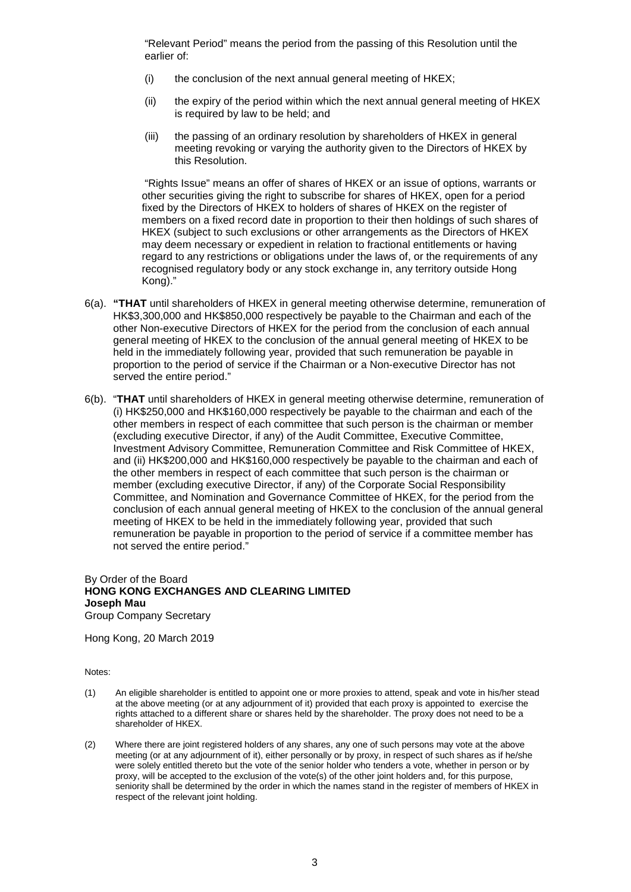"Relevant Period" means the period from the passing of this Resolution until the earlier of:

(i) the conclusion of the next annual general meeting of HKEX;

(ii) the expiry of the period within which the next annual general meeting of HKEX is required by law to be held; and

(iii) the passing of an ordinary resolution by shareholders of HKEX in general meeting revoking or varying the authority given to the Directors of HKEX by this Resolution.

"Rights Issue" means an offer of shares of HKEX or an issue of options, warrants or other securities giving the right to subscribe for shares of HKEX, open for a period fixed by the Directors of HKEX to holders of shares of HKEX on the register of members on a fixed record date in proportion to their then holdings of such shares of HKEX (subject to such exclusions or other arrangements as the Directors of HKEX may deem necessary or expedient in relation to fractional entitlements or having regard to any restrictions or obligations under the laws of, or the requirements of any recognised regulatory body or any stock exchange in, any territory outside Hong Kong)."

6(a). **"THAT** until shareholders of HKEX in general meeting otherwise determine, remuneration of HK$3,300,000 and HK$850,000 respectively be payable to the Chairman and each of the other Non-executive Directors of HKEX for the period from the conclusion of each annual general meeting of HKEX to the conclusion of the annual general meeting of HKEX to be held in the immediately following year, provided that such remuneration be payable in proportion to the period of service if the Chairman or a Non-executive Director has not served the entire period."

6(b). "**THAT** until shareholders of HKEX in general meeting otherwise determine, remuneration of (i) HK$250,000 and HK$160,000 respectively be payable to the chairman and each of the other members in respect of each committee that such person is the chairman or member (excluding executive Director, if any) of the Audit Committee, Executive Committee, Investment Advisory Committee, Remuneration Committee and Risk Committee of HKEX, and (ii) HK$200,000 and HK$160,000 respectively be payable to the chairman and each of the other members in respect of each committee that such person is the chairman or member (excluding executive Director, if any) of the Corporate Social Responsibility Committee, and Nomination and Governance Committee of HKEX, for the period from the conclusion of each annual general meeting of HKEX to the conclusion of the annual general meeting of HKEX to be held in the immediately following year, provided that such remuneration be payable in proportion to the period of service if a committee member has not served the entire period."

By Order of the Board
**HONG KONG EXCHANGES AND CLEARING LIMITED**
**Joseph Mau**
Group Company Secretary

Hong Kong, 20 March 2019

Notes:

(1) An eligible shareholder is entitled to appoint one or more proxies to attend, speak and vote in his/her stead at the above meeting (or at any adjournment of it) provided that each proxy is appointed to exercise the rights attached to a different share or shares held by the shareholder. The proxy does not need to be a shareholder of HKEX.

(2) Where there are joint registered holders of any shares, any one of such persons may vote at the above meeting (or at any adjournment of it), either personally or by proxy, in respect of such shares as if he/she were solely entitled thereto but the vote of the senior holder who tenders a vote, whether in person or by proxy, will be accepted to the exclusion of the vote(s) of the other joint holders and, for this purpose, seniority shall be determined by the order in which the names stand in the register of members of HKEX in respect of the relevant joint holding.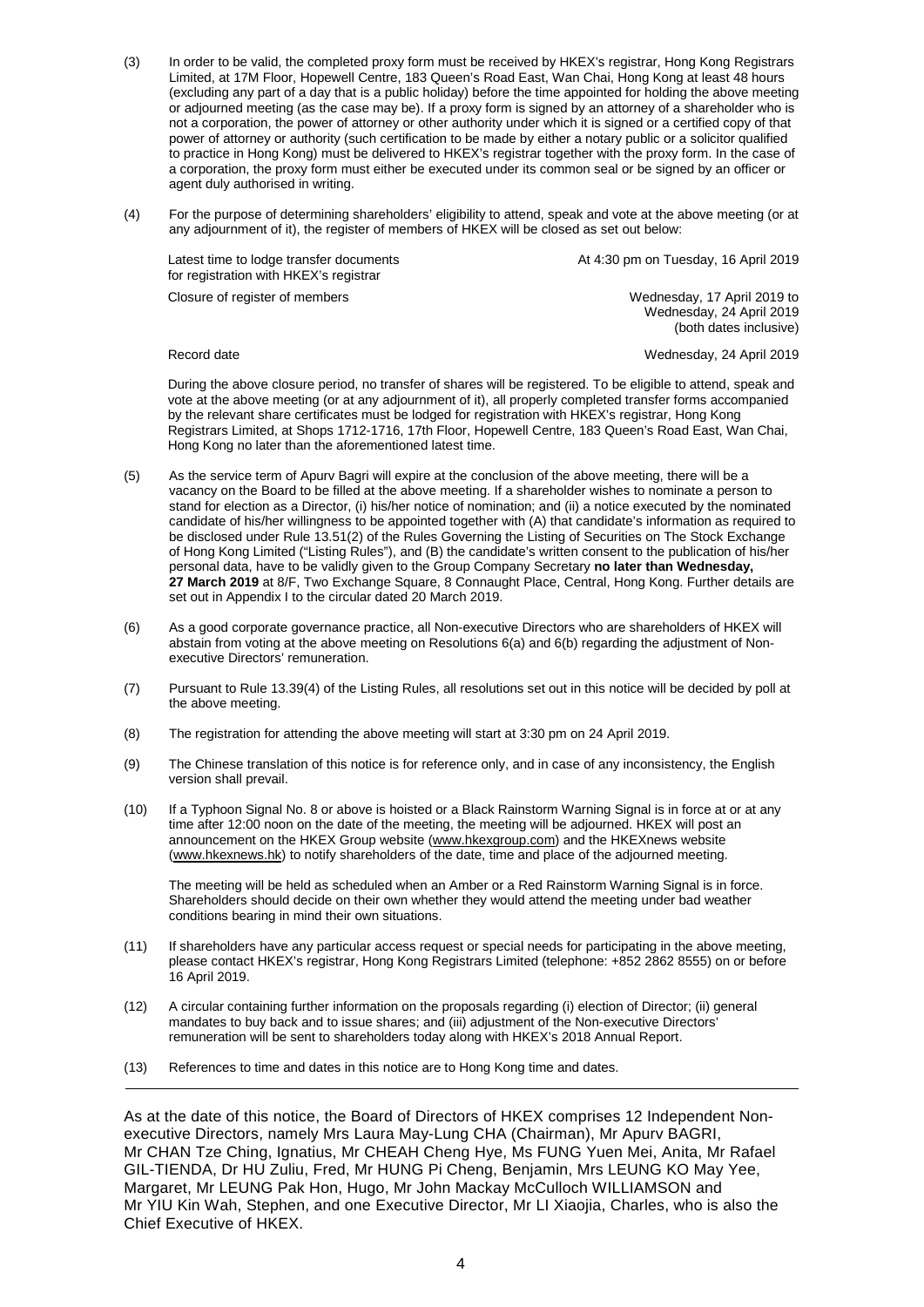(3) In order to be valid, the completed proxy form must be received by HKEX's registrar, Hong Kong Registrars Limited, at 17M Floor, Hopewell Centre, 183 Queen's Road East, Wan Chai, Hong Kong at least 48 hours (excluding any part of a day that is a public holiday) before the time appointed for holding the above meeting or adjourned meeting (as the case may be). If a proxy form is signed by an attorney of a shareholder who is not a corporation, the power of attorney or other authority under which it is signed or a certified copy of that power of attorney or authority (such certification to be made by either a notary public or a solicitor qualified to practice in Hong Kong) must be delivered to HKEX's registrar together with the proxy form. In the case of a corporation, the proxy form must either be executed under its common seal or be signed by an officer or agent duly authorised in writing.

(4) For the purpose of determining shareholders' eligibility to attend, speak and vote at the above meeting (or at any adjournment of it), the register of members of HKEX will be closed as set out below:

| | |
|---|---|
| Latest time to lodge transfer documents for registration with HKEX's registrar | At 4:30 pm on Tuesday, 16 April 2019 |
| Closure of register of members | Wednesday, 17 April 2019 to Wednesday, 24 April 2019 (both dates inclusive) |
| Record date | Wednesday, 24 April 2019 |

During the above closure period, no transfer of shares will be registered. To be eligible to attend, speak and vote at the above meeting (or at any adjournment of it), all properly completed transfer forms accompanied by the relevant share certificates must be lodged for registration with HKEX's registrar, Hong Kong Registrars Limited, at Shops 1712-1716, 17th Floor, Hopewell Centre, 183 Queen's Road East, Wan Chai, Hong Kong no later than the aforementioned latest time.

(5) As the service term of Apurv Bagri will expire at the conclusion of the above meeting, there will be a vacancy on the Board to be filled at the above meeting. If a shareholder wishes to nominate a person to stand for election as a Director, (i) his/her notice of nomination; and (ii) a notice executed by the nominated candidate of his/her willingness to be appointed together with (A) that candidate's information as required to be disclosed under Rule 13.51(2) of the Rules Governing the Listing of Securities on The Stock Exchange of Hong Kong Limited ("Listing Rules"), and (B) the candidate's written consent to the publication of his/her personal data, have to be validly given to the Group Company Secretary **no later than Wednesday, 27 March 2019** at 8/F, Two Exchange Square, 8 Connaught Place, Central, Hong Kong. Further details are set out in Appendix I to the circular dated 20 March 2019.

(6) As a good corporate governance practice, all Non-executive Directors who are shareholders of HKEX will abstain from voting at the above meeting on Resolutions 6(a) and 6(b) regarding the adjustment of Non-executive Directors' remuneration.

(7) Pursuant to Rule 13.39(4) of the Listing Rules, all resolutions set out in this notice will be decided by poll at the above meeting.

(8) The registration for attending the above meeting will start at 3:30 pm on 24 April 2019.

(9) The Chinese translation of this notice is for reference only, and in case of any inconsistency, the English version shall prevail.

(10) If a Typhoon Signal No. 8 or above is hoisted or a Black Rainstorm Warning Signal is in force at or at any time after 12:00 noon on the date of the meeting, the meeting will be adjourned. HKEX will post an announcement on the HKEX Group website (www.hkexgroup.com) and the HKEXnews website (www.hkexnews.hk) to notify shareholders of the date, time and place of the adjourned meeting.

The meeting will be held as scheduled when an Amber or a Red Rainstorm Warning Signal is in force. Shareholders should decide on their own whether they would attend the meeting under bad weather conditions bearing in mind their own situations.

(11) If shareholders have any particular access request or special needs for participating in the above meeting, please contact HKEX's registrar, Hong Kong Registrars Limited (telephone: +852 2862 8555) on or before 16 April 2019.

(12) A circular containing further information on the proposals regarding (i) election of Director; (ii) general mandates to buy back and to issue shares; and (iii) adjustment of the Non-executive Directors' remuneration will be sent to shareholders today along with HKEX's 2018 Annual Report.

(13) References to time and dates in this notice are to Hong Kong time and dates.

---

As at the date of this notice, the Board of Directors of HKEX comprises 12 Independent Non-executive Directors, namely Mrs Laura May-Lung CHA (Chairman), Mr Apurv BAGRI, Mr CHAN Tze Ching, Ignatius, Mr CHEAH Cheng Hye, Ms FUNG Yuen Mei, Anita, Mr Rafael GIL-TIENDA, Dr HU Zuliu, Fred, Mr HUNG Pi Cheng, Benjamin, Mrs LEUNG KO May Yee, Margaret, Mr LEUNG Pak Hon, Hugo, Mr John Mackay McCulloch WILLIAMSON and Mr YIU Kin Wah, Stephen, and one Executive Director, Mr LI Xiaojia, Charles, who is also the Chief Executive of HKEX.